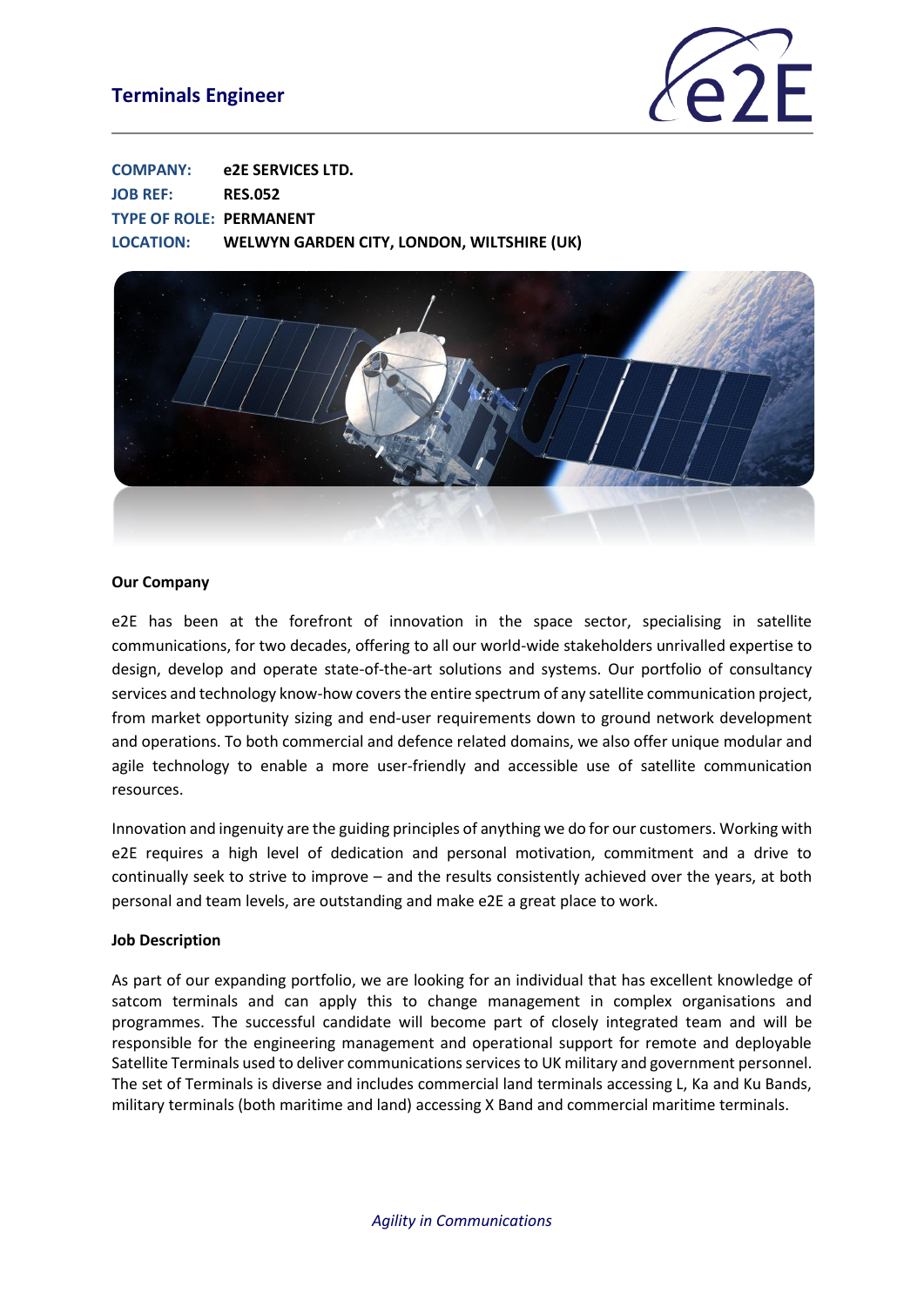# Terminals Engineer

**COMPANY:** **e2E SERVICES LTD.**
**JOB REF:** **RES.052**
**TYPE OF ROLE:** **PERMANENT**
**LOCATION:** **WELWYN GARDEN CITY, LONDON, WILTSHIRE (UK)**

**Our Company**

e2E has been at the forefront of innovation in the space sector, specialising in satellite communications, for two decades, offering to all our world-wide stakeholders unrivalled expertise to design, develop and operate state-of-the-art solutions and systems. Our portfolio of consultancy services and technology know-how covers the entire spectrum of any satellite communication project, from market opportunity sizing and end-user requirements down to ground network development and operations. To both commercial and defence related domains, we also offer unique modular and agile technology to enable a more user-friendly and accessible use of satellite communication resources.

Innovation and ingenuity are the guiding principles of anything we do for our customers. Working with e2E requires a high level of dedication and personal motivation, commitment and a drive to continually seek to strive to improve – and the results consistently achieved over the years, at both personal and team levels, are outstanding and make e2E a great place to work.

**Job Description**

As part of our expanding portfolio, we are looking for an individual that has excellent knowledge of satcom terminals and can apply this to change management in complex organisations and programmes. The successful candidate will become part of closely integrated team and will be responsible for the engineering management and operational support for remote and deployable Satellite Terminals used to deliver communications services to UK military and government personnel. The set of Terminals is diverse and includes commercial land terminals accessing L, Ka and Ku Bands, military terminals (both maritime and land) accessing X Band and commercial maritime terminals.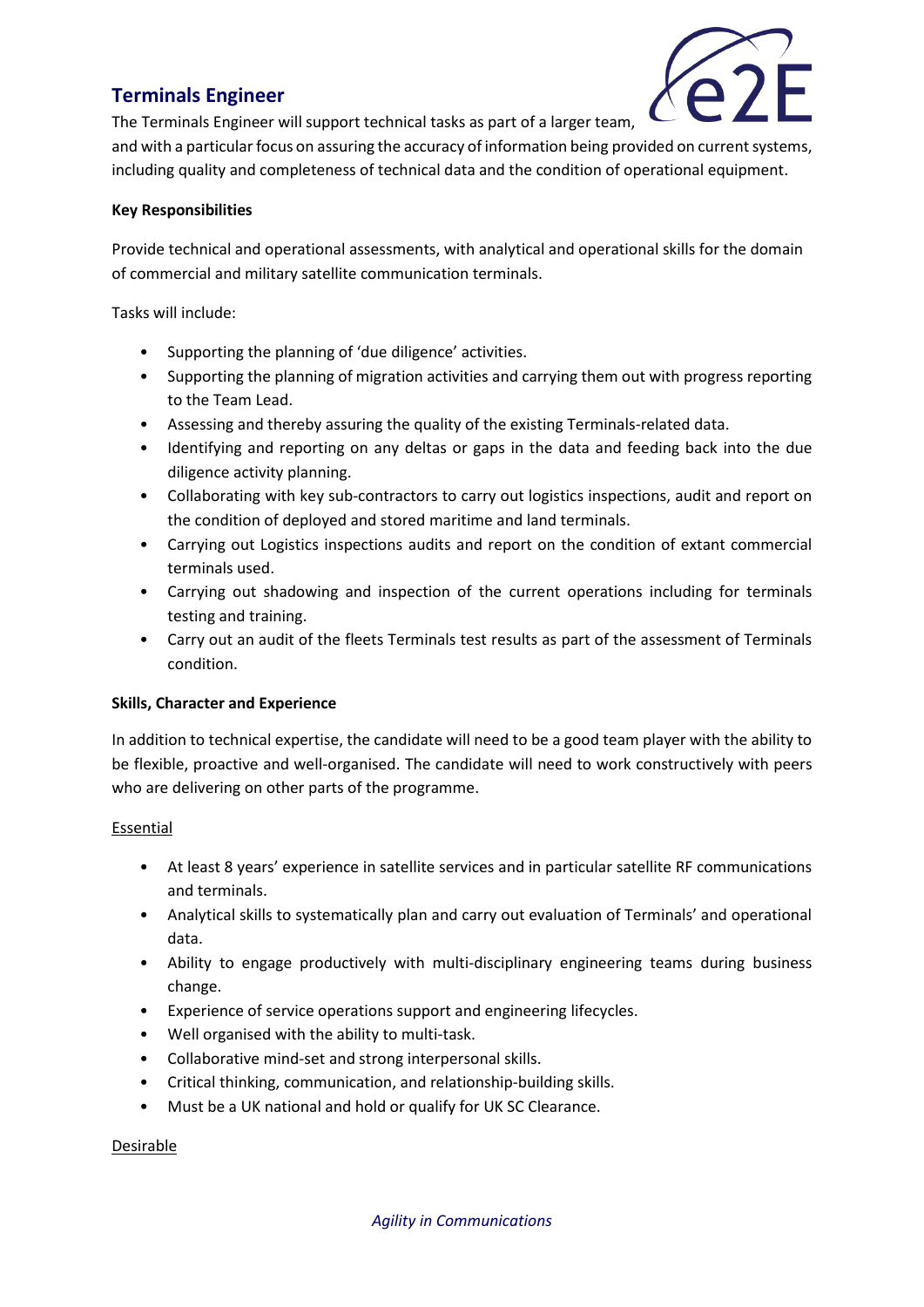## Terminals Engineer

The Terminals Engineer will support technical tasks as part of a larger team, and with a particular focus on assuring the accuracy of information being provided on current systems, including quality and completeness of technical data and the condition of operational equipment.

**Key Responsibilities**

Provide technical and operational assessments, with analytical and operational skills for the domain of commercial and military satellite communication terminals.

Tasks will include:

- Supporting the planning of 'due diligence' activities.
- Supporting the planning of migration activities and carrying them out with progress reporting to the Team Lead.
- Assessing and thereby assuring the quality of the existing Terminals-related data.
- Identifying and reporting on any deltas or gaps in the data and feeding back into the due diligence activity planning.
- Collaborating with key sub-contractors to carry out logistics inspections, audit and report on the condition of deployed and stored maritime and land terminals.
- Carrying out Logistics inspections audits and report on the condition of extant commercial terminals used.
- Carrying out shadowing and inspection of the current operations including for terminals testing and training.
- Carry out an audit of the fleets Terminals test results as part of the assessment of Terminals condition.

**Skills, Character and Experience**

In addition to technical expertise, the candidate will need to be a good team player with the ability to be flexible, proactive and well-organised. The candidate will need to work constructively with peers who are delivering on other parts of the programme.

Essential

- At least 8 years' experience in satellite services and in particular satellite RF communications and terminals.
- Analytical skills to systematically plan and carry out evaluation of Terminals' and operational data.
- Ability to engage productively with multi-disciplinary engineering teams during business change.
- Experience of service operations support and engineering lifecycles.
- Well organised with the ability to multi-task.
- Collaborative mind-set and strong interpersonal skills.
- Critical thinking, communication, and relationship-building skills.
- Must be a UK national and hold or qualify for UK SC Clearance.

Desirable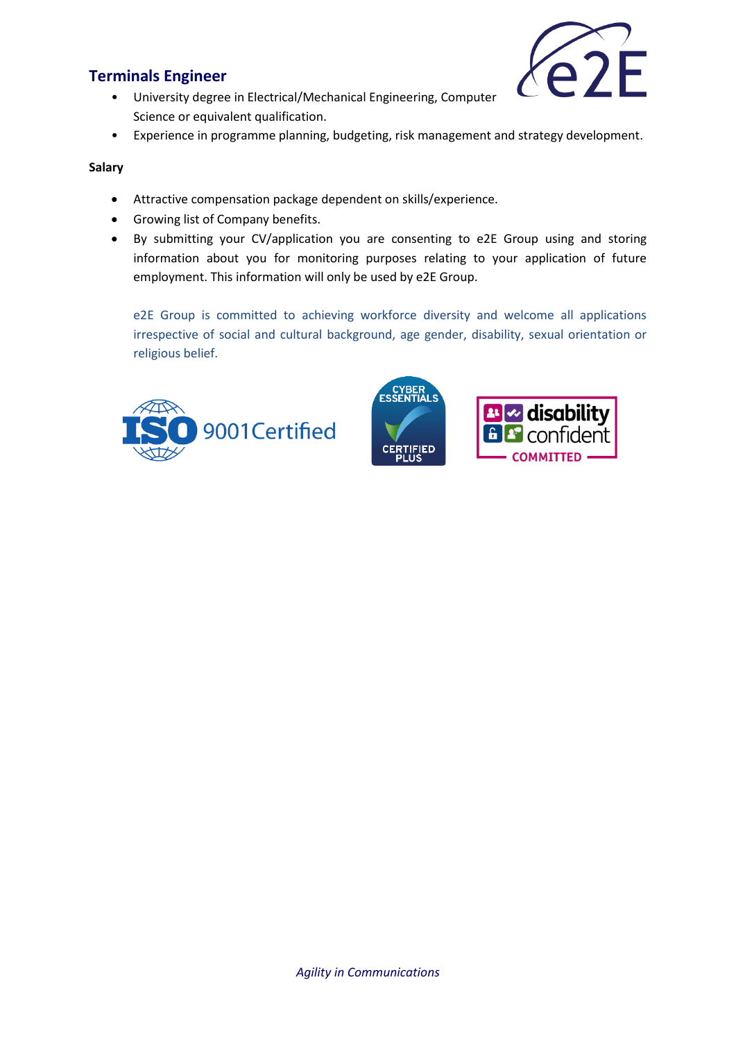## Terminals Engineer

- University degree in Electrical/Mechanical Engineering, Computer Science or equivalent qualification.
- Experience in programme planning, budgeting, risk management and strategy development.

**Salary**

- Attractive compensation package dependent on skills/experience.
- Growing list of Company benefits.
- By submitting your CV/application you are consenting to e2E Group using and storing information about you for monitoring purposes relating to your application of future employment. This information will only be used by e2E Group.

e2E Group is committed to achieving workforce diversity and welcome all applications irrespective of social and cultural background, age gender, disability, sexual orientation or religious belief.

*Agility in Communications*